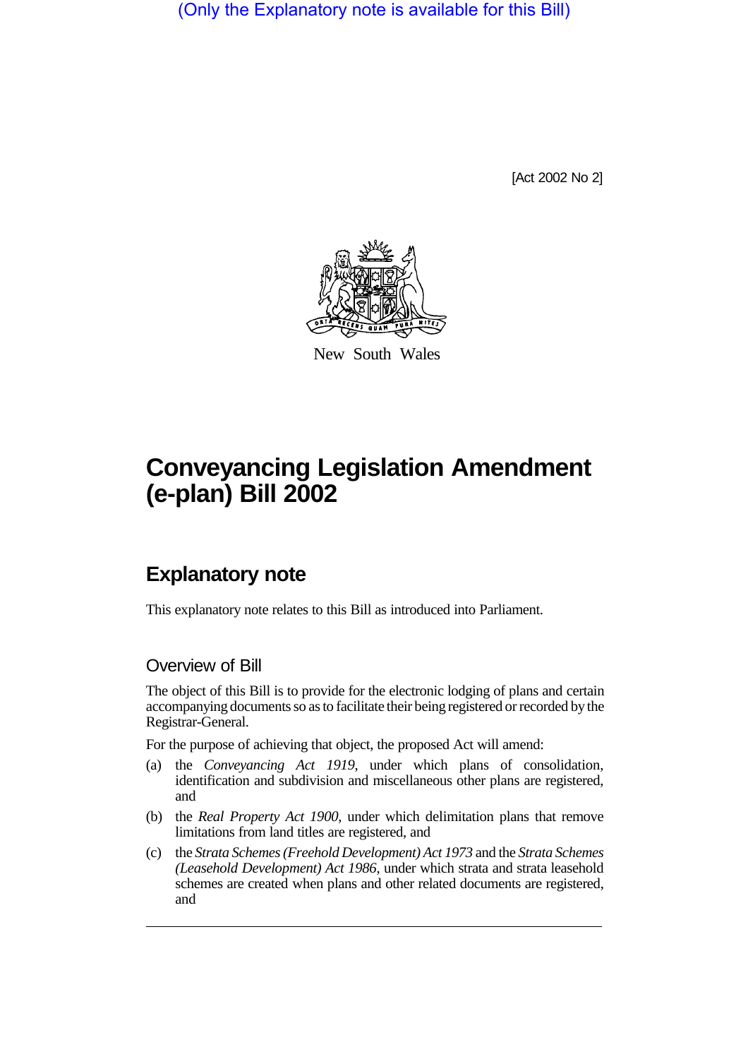(Only the Explanatory note is available for this Bill)

[Act 2002 No 2]

New South Wales

# Conveyancing Legislation Amendment (e-plan) Bill 2002

## Explanatory note

This explanatory note relates to this Bill as introduced into Parliament.

### Overview of Bill

The object of this Bill is to provide for the electronic lodging of plans and certain accompanying documents so as to facilitate their being registered or recorded by the Registrar-General.

For the purpose of achieving that object, the proposed Act will amend:

(a) the *Conveyancing Act 1919*, under which plans of consolidation, identification and subdivision and miscellaneous other plans are registered, and

(b) the *Real Property Act 1900*, under which delimitation plans that remove limitations from land titles are registered, and

(c) the *Strata Schemes (Freehold Development) Act 1973* and the *Strata Schemes (Leasehold Development) Act 1986*, under which strata and strata leasehold schemes are created when plans and other related documents are registered, and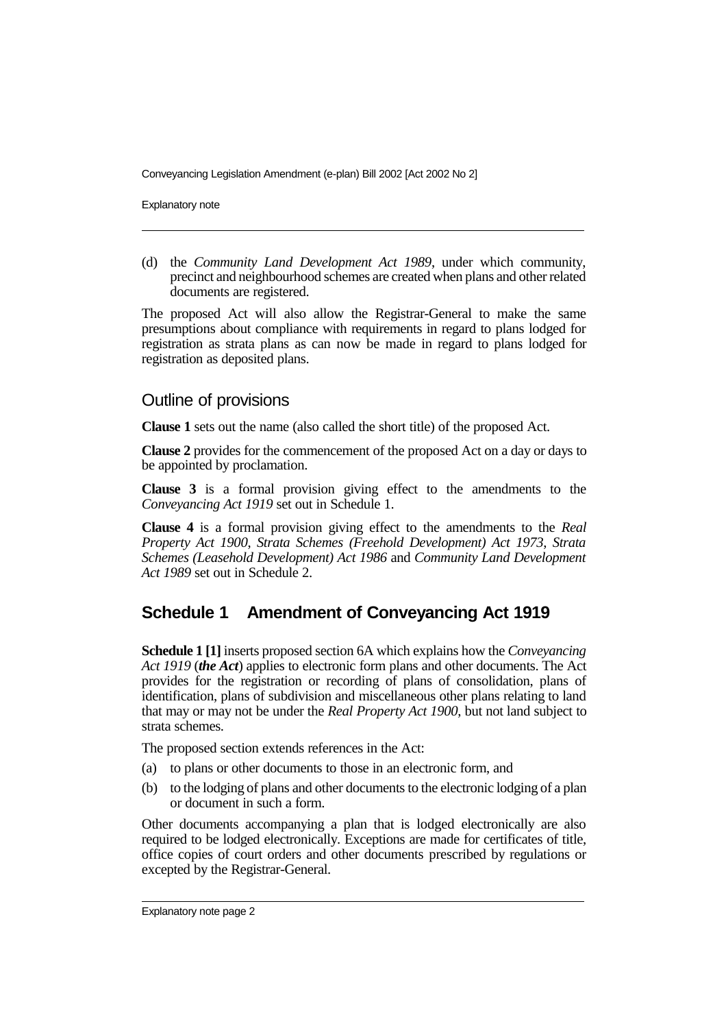(d) the *Community Land Development Act 1989*, under which community, precinct and neighbourhood schemes are created when plans and other related documents are registered.

The proposed Act will also allow the Registrar-General to make the same presumptions about compliance with requirements in regard to plans lodged for registration as strata plans as can now be made in regard to plans lodged for registration as deposited plans.

## Outline of provisions

**Clause 1** sets out the name (also called the short title) of the proposed Act.

**Clause 2** provides for the commencement of the proposed Act on a day or days to be appointed by proclamation.

**Clause 3** is a formal provision giving effect to the amendments to the *Conveyancing Act 1919* set out in Schedule 1.

**Clause 4** is a formal provision giving effect to the amendments to the *Real Property Act 1900*, *Strata Schemes (Freehold Development) Act 1973*, *Strata Schemes (Leasehold Development) Act 1986* and *Community Land Development Act 1989* set out in Schedule 2.

## Schedule 1 Amendment of Conveyancing Act 1919

**Schedule 1 [1]** inserts proposed section 6A which explains how the *Conveyancing Act 1919* (***the Act***) applies to electronic form plans and other documents. The Act provides for the registration or recording of plans of consolidation, plans of identification, plans of subdivision and miscellaneous other plans relating to land that may or may not be under the *Real Property Act 1900*, but not land subject to strata schemes.

The proposed section extends references in the Act:

(a) to plans or other documents to those in an electronic form, and

(b) to the lodging of plans and other documents to the electronic lodging of a plan or document in such a form.

Other documents accompanying a plan that is lodged electronically are also required to be lodged electronically. Exceptions are made for certificates of title, office copies of court orders and other documents prescribed by regulations or excepted by the Registrar-General.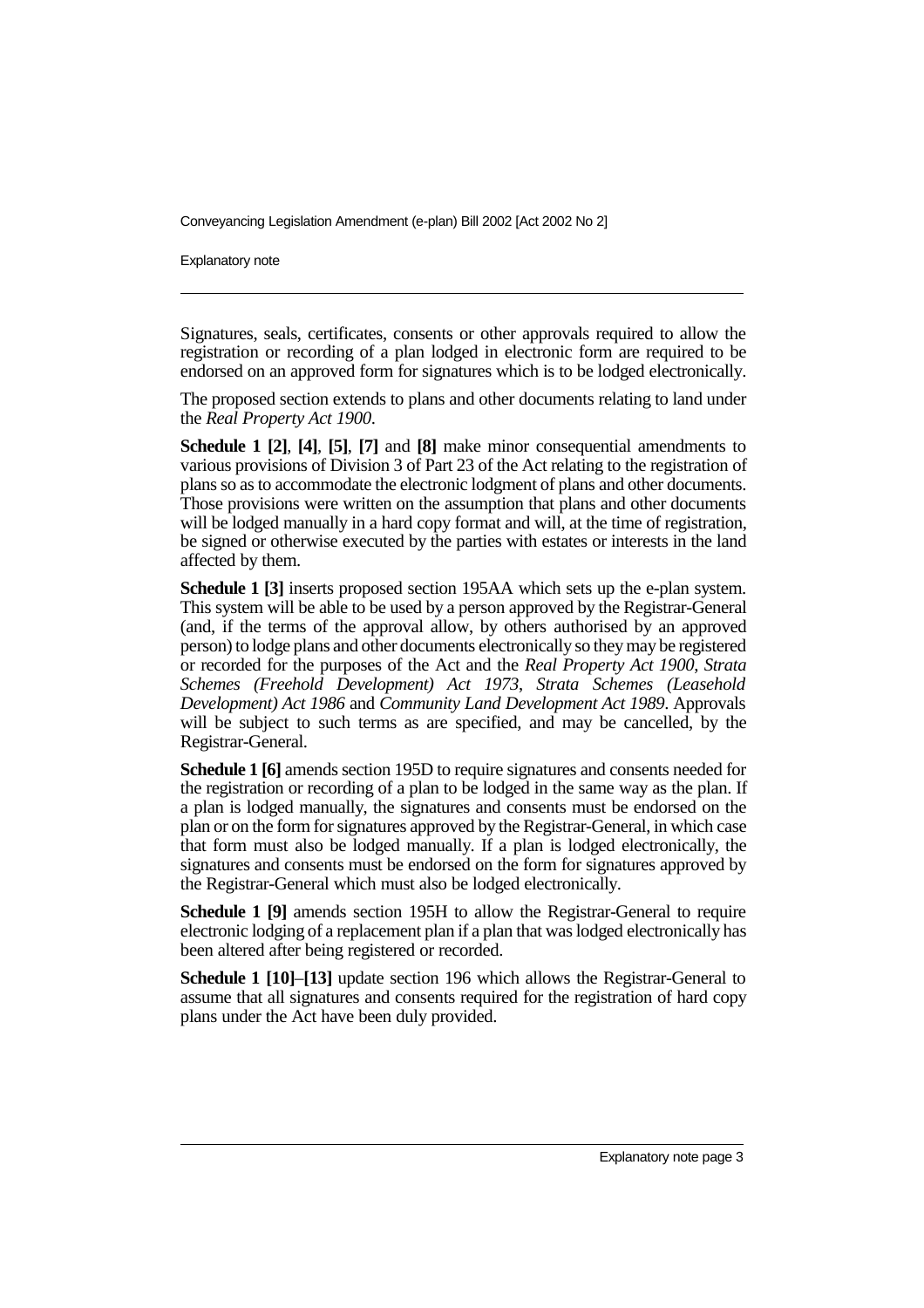Signatures, seals, certificates, consents or other approvals required to allow the registration or recording of a plan lodged in electronic form are required to be endorsed on an approved form for signatures which is to be lodged electronically.

The proposed section extends to plans and other documents relating to land under the *Real Property Act 1900*.

**Schedule 1 [2]**, **[4]**, **[5]**, **[7]** and **[8]** make minor consequential amendments to various provisions of Division 3 of Part 23 of the Act relating to the registration of plans so as to accommodate the electronic lodgment of plans and other documents. Those provisions were written on the assumption that plans and other documents will be lodged manually in a hard copy format and will, at the time of registration, be signed or otherwise executed by the parties with estates or interests in the land affected by them.

**Schedule 1 [3]** inserts proposed section 195AA which sets up the e-plan system. This system will be able to be used by a person approved by the Registrar-General (and, if the terms of the approval allow, by others authorised by an approved person) to lodge plans and other documents electronically so they may be registered or recorded for the purposes of the Act and the *Real Property Act 1900*, *Strata Schemes (Freehold Development) Act 1973*, *Strata Schemes (Leasehold Development) Act 1986* and *Community Land Development Act 1989*. Approvals will be subject to such terms as are specified, and may be cancelled, by the Registrar-General.

**Schedule 1 [6]** amends section 195D to require signatures and consents needed for the registration or recording of a plan to be lodged in the same way as the plan. If a plan is lodged manually, the signatures and consents must be endorsed on the plan or on the form for signatures approved by the Registrar-General, in which case that form must also be lodged manually. If a plan is lodged electronically, the signatures and consents must be endorsed on the form for signatures approved by the Registrar-General which must also be lodged electronically.

**Schedule 1 [9]** amends section 195H to allow the Registrar-General to require electronic lodging of a replacement plan if a plan that was lodged electronically has been altered after being registered or recorded.

**Schedule 1 [10]**–**[13]** update section 196 which allows the Registrar-General to assume that all signatures and consents required for the registration of hard copy plans under the Act have been duly provided.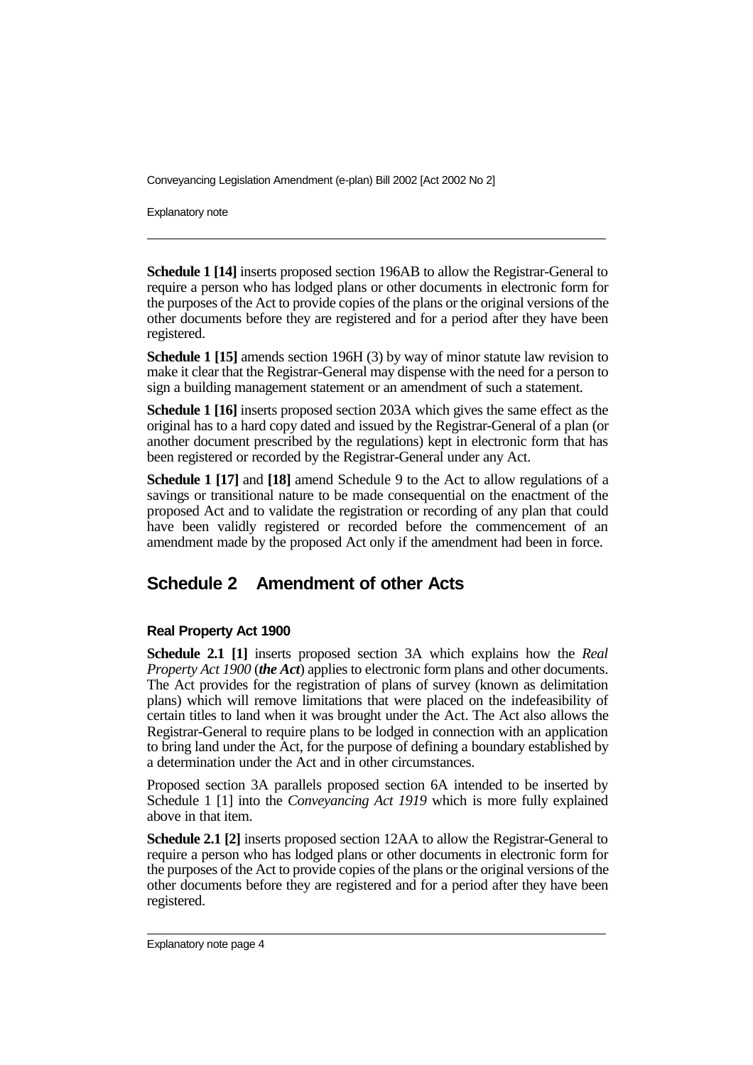**Schedule 1 [14]** inserts proposed section 196AB to allow the Registrar-General to require a person who has lodged plans or other documents in electronic form for the purposes of the Act to provide copies of the plans or the original versions of the other documents before they are registered and for a period after they have been registered.

**Schedule 1 [15]** amends section 196H (3) by way of minor statute law revision to make it clear that the Registrar-General may dispense with the need for a person to sign a building management statement or an amendment of such a statement.

**Schedule 1 [16]** inserts proposed section 203A which gives the same effect as the original has to a hard copy dated and issued by the Registrar-General of a plan (or another document prescribed by the regulations) kept in electronic form that has been registered or recorded by the Registrar-General under any Act.

**Schedule 1 [17]** and **[18]** amend Schedule 9 to the Act to allow regulations of a savings or transitional nature to be made consequential on the enactment of the proposed Act and to validate the registration or recording of any plan that could have been validly registered or recorded before the commencement of an amendment made by the proposed Act only if the amendment had been in force.

## Schedule 2 Amendment of other Acts

### Real Property Act 1900

**Schedule 2.1 [1]** inserts proposed section 3A which explains how the *Real Property Act 1900* (***the Act***) applies to electronic form plans and other documents. The Act provides for the registration of plans of survey (known as delimitation plans) which will remove limitations that were placed on the indefeasibility of certain titles to land when it was brought under the Act. The Act also allows the Registrar-General to require plans to be lodged in connection with an application to bring land under the Act, for the purpose of defining a boundary established by a determination under the Act and in other circumstances.

Proposed section 3A parallels proposed section 6A intended to be inserted by Schedule 1 [1] into the *Conveyancing Act 1919* which is more fully explained above in that item.

**Schedule 2.1 [2]** inserts proposed section 12AA to allow the Registrar-General to require a person who has lodged plans or other documents in electronic form for the purposes of the Act to provide copies of the plans or the original versions of the other documents before they are registered and for a period after they have been registered.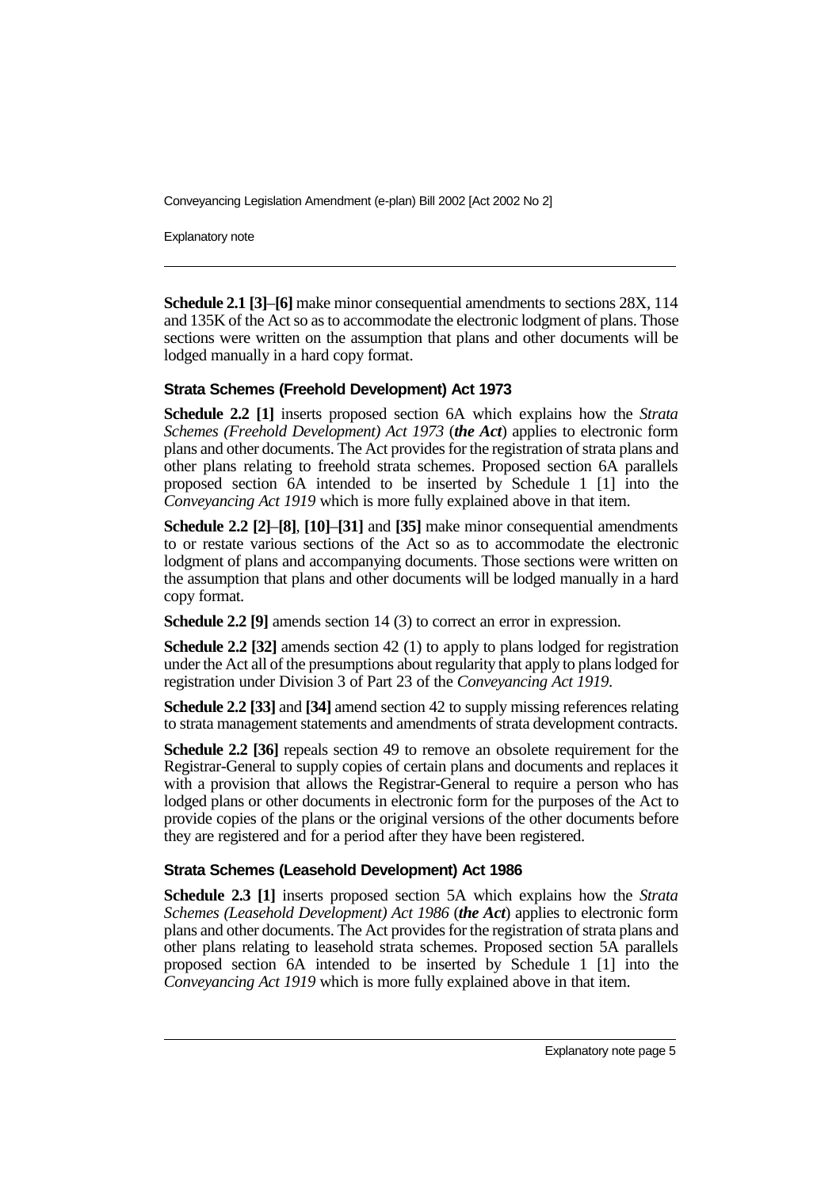**Schedule 2.1 [3]**–**[6]** make minor consequential amendments to sections 28X, 114 and 135K of the Act so as to accommodate the electronic lodgment of plans. Those sections were written on the assumption that plans and other documents will be lodged manually in a hard copy format.

### Strata Schemes (Freehold Development) Act 1973

**Schedule 2.2 [1]** inserts proposed section 6A which explains how the *Strata Schemes (Freehold Development) Act 1973* (***the Act***) applies to electronic form plans and other documents. The Act provides for the registration of strata plans and other plans relating to freehold strata schemes. Proposed section 6A parallels proposed section 6A intended to be inserted by Schedule 1 [1] into the *Conveyancing Act 1919* which is more fully explained above in that item.

**Schedule 2.2 [2]**–**[8]**, **[10]**–**[31]** and **[35]** make minor consequential amendments to or restate various sections of the Act so as to accommodate the electronic lodgment of plans and accompanying documents. Those sections were written on the assumption that plans and other documents will be lodged manually in a hard copy format.

**Schedule 2.2 [9]** amends section 14 (3) to correct an error in expression.

**Schedule 2.2 [32]** amends section 42 (1) to apply to plans lodged for registration under the Act all of the presumptions about regularity that apply to plans lodged for registration under Division 3 of Part 23 of the *Conveyancing Act 1919*.

**Schedule 2.2 [33]** and **[34]** amend section 42 to supply missing references relating to strata management statements and amendments of strata development contracts.

**Schedule 2.2 [36]** repeals section 49 to remove an obsolete requirement for the Registrar-General to supply copies of certain plans and documents and replaces it with a provision that allows the Registrar-General to require a person who has lodged plans or other documents in electronic form for the purposes of the Act to provide copies of the plans or the original versions of the other documents before they are registered and for a period after they have been registered.

### Strata Schemes (Leasehold Development) Act 1986

**Schedule 2.3 [1]** inserts proposed section 5A which explains how the *Strata Schemes (Leasehold Development) Act 1986* (***the Act***) applies to electronic form plans and other documents. The Act provides for the registration of strata plans and other plans relating to leasehold strata schemes. Proposed section 5A parallels proposed section 6A intended to be inserted by Schedule 1 [1] into the *Conveyancing Act 1919* which is more fully explained above in that item.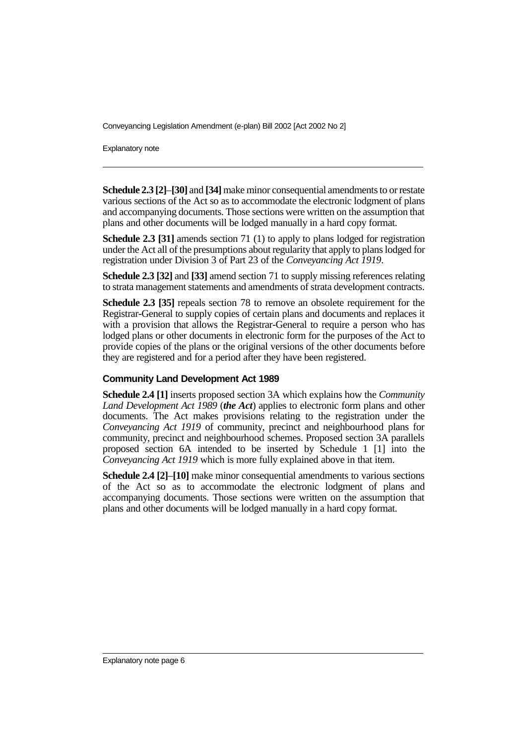**Schedule 2.3 [2]**–**[30]** and **[34]** make minor consequential amendments to or restate various sections of the Act so as to accommodate the electronic lodgment of plans and accompanying documents. Those sections were written on the assumption that plans and other documents will be lodged manually in a hard copy format.

**Schedule 2.3 [31]** amends section 71 (1) to apply to plans lodged for registration under the Act all of the presumptions about regularity that apply to plans lodged for registration under Division 3 of Part 23 of the *Conveyancing Act 1919*.

**Schedule 2.3 [32]** and **[33]** amend section 71 to supply missing references relating to strata management statements and amendments of strata development contracts.

**Schedule 2.3 [35]** repeals section 78 to remove an obsolete requirement for the Registrar-General to supply copies of certain plans and documents and replaces it with a provision that allows the Registrar-General to require a person who has lodged plans or other documents in electronic form for the purposes of the Act to provide copies of the plans or the original versions of the other documents before they are registered and for a period after they have been registered.

### Community Land Development Act 1989

**Schedule 2.4 [1]** inserts proposed section 3A which explains how the *Community Land Development Act 1989* (***the Act***) applies to electronic form plans and other documents. The Act makes provisions relating to the registration under the *Conveyancing Act 1919* of community, precinct and neighbourhood plans for community, precinct and neighbourhood schemes. Proposed section 3A parallels proposed section 6A intended to be inserted by Schedule 1 [1] into the *Conveyancing Act 1919* which is more fully explained above in that item.

**Schedule 2.4 [2]**–**[10]** make minor consequential amendments to various sections of the Act so as to accommodate the electronic lodgment of plans and accompanying documents. Those sections were written on the assumption that plans and other documents will be lodged manually in a hard copy format.